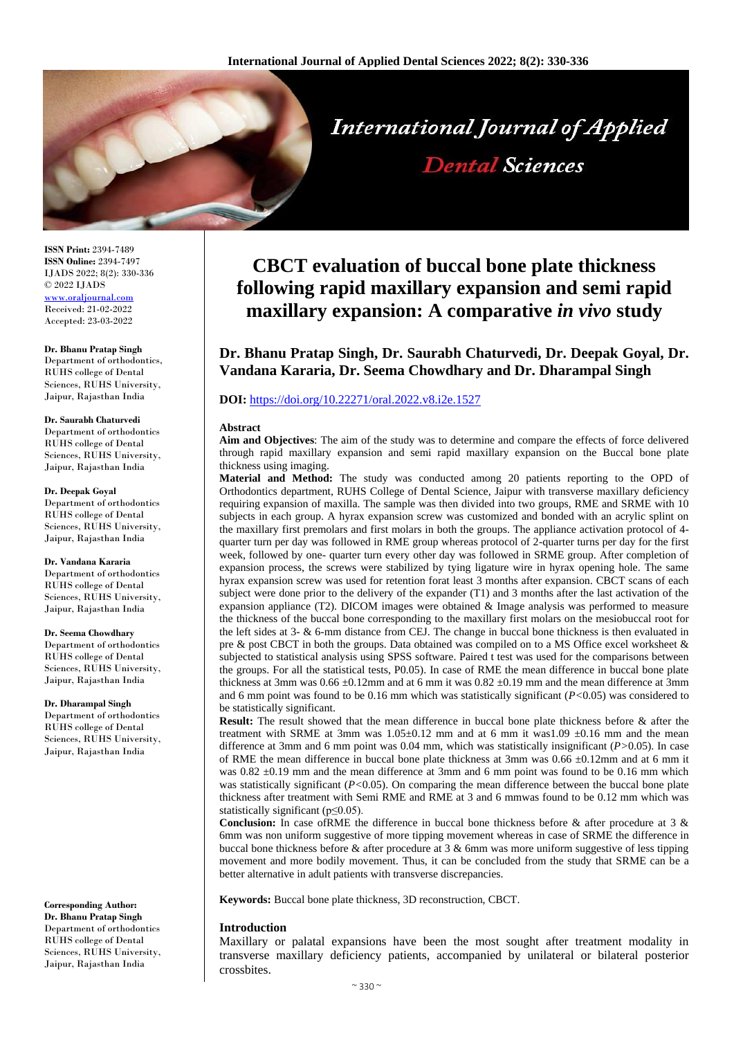# CBCT evaluation of buccal bone plate thickness following rapid maxillary expansion and semi rapid maxillary expansion: A comparative *in vivo* study

**Dr. Bhanu Pratap Singh, Dr. Saurabh Chaturvedi, Dr. Deepak Goyal, Dr. Vandana Kararia, Dr. Seema Chowdhary and Dr. Dharampal Singh**

**DOI:** https://doi.org/10.22271/oral.2022.v8.i2e.1527

**ISSN Print:** 2394-7489
**ISSN Online:** 2394-7497
IJADS 2022; 8(2): 330-336
© 2022 IJADS
www.oraljournal.com
Received: 21-02-2022
Accepted: 23-03-2022

**Dr. Bhanu Pratap Singh**
Department of orthodontics, RUHS college of Dental Sciences, RUHS University, Jaipur, Rajasthan India

**Dr. Saurabh Chaturvedi**
Department of orthodontics RUHS college of Dental Sciences, RUHS University, Jaipur, Rajasthan India

**Dr. Deepak Goyal**
Department of orthodontics RUHS college of Dental Sciences, RUHS University, Jaipur, Rajasthan India

**Dr. Vandana Kararia**
Department of orthodontics RUHS college of Dental Sciences, RUHS University, Jaipur, Rajasthan India

**Dr. Seema Chowdhary**
Department of orthodontics RUHS college of Dental Sciences, RUHS University, Jaipur, Rajasthan India

**Dr. Dharampal Singh**
Department of orthodontics RUHS college of Dental Sciences, RUHS University, Jaipur, Rajasthan India

**Corresponding Author:**
**Dr. Bhanu Pratap Singh**
Department of orthodontics RUHS college of Dental Sciences, RUHS University, Jaipur, Rajasthan India

## Abstract

**Aim and Objectives**: The aim of the study was to determine and compare the effects of force delivered through rapid maxillary expansion and semi rapid maxillary expansion on the Buccal bone plate thickness using imaging.

**Material and Method:** The study was conducted among 20 patients reporting to the OPD of Orthodontics department, RUHS College of Dental Science, Jaipur with transverse maxillary deficiency requiring expansion of maxilla. The sample was then divided into two groups, RME and SRME with 10 subjects in each group. A hyrax expansion screw was customized and bonded with an acrylic splint on the maxillary first premolars and first molars in both the groups. The appliance activation protocol of 4-quarter turn per day was followed in RME group whereas protocol of 2-quarter turns per day for the first week, followed by one- quarter turn every other day was followed in SRME group. After completion of expansion process, the screws were stabilized by tying ligature wire in hyrax opening hole. The same hyrax expansion screw was used for retention forat least 3 months after expansion. CBCT scans of each subject were done prior to the delivery of the expander (T1) and 3 months after the last activation of the expansion appliance (T2). DICOM images were obtained & Image analysis was performed to measure the thickness of the buccal bone corresponding to the maxillary first molars on the mesiobuccal root for the left sides at 3- & 6-mm distance from CEJ. The change in buccal bone thickness is then evaluated in pre & post CBCT in both the groups. Data obtained was compiled on to a MS Office excel worksheet & subjected to statistical analysis using SPSS software. Paired t test was used for the comparisons between the groups. For all the statistical tests, P0.05). In case of RME the mean difference in buccal bone plate thickness at 3mm was 0.66 ±0.12mm and at 6 mm it was 0.82 ±0.19 mm and the mean difference at 3mm and 6 mm point was found to be 0.16 mm which was statistically significant ($P<0.05$) was considered to be statistically significant.

**Result:** The result showed that the mean difference in buccal bone plate thickness before & after the treatment with SRME at 3mm was 1.05±0.12 mm and at 6 mm it was1.09 ±0.16 mm and the mean difference at 3mm and 6 mm point was 0.04 mm, which was statistically insignificant ($P>0.05$). In case of RME the mean difference in buccal bone plate thickness at 3mm was 0.66 ±0.12mm and at 6 mm it was 0.82 ±0.19 mm and the mean difference at 3mm and 6 mm point was found to be 0.16 mm which was statistically significant ($P<0.05$). On comparing the mean difference between the buccal bone plate thickness after treatment with Semi RME and RME at 3 and 6 mmwas found to be 0.12 mm which was statistically significant ($p\leq0.05$).

**Conclusion:** In case ofRME the difference in buccal bone thickness before & after procedure at 3 & 6mm was non uniform suggestive of more tipping movement whereas in case of SRME the difference in buccal bone thickness before & after procedure at 3 & 6mm was more uniform suggestive of less tipping movement and more bodily movement. Thus, it can be concluded from the study that SRME can be a better alternative in adult patients with transverse discrepancies.

**Keywords:** Buccal bone plate thickness, 3D reconstruction, CBCT.

## Introduction

Maxillary or palatal expansions have been the most sought after treatment modality in transverse maxillary deficiency patients, accompanied by unilateral or bilateral posterior crossbites.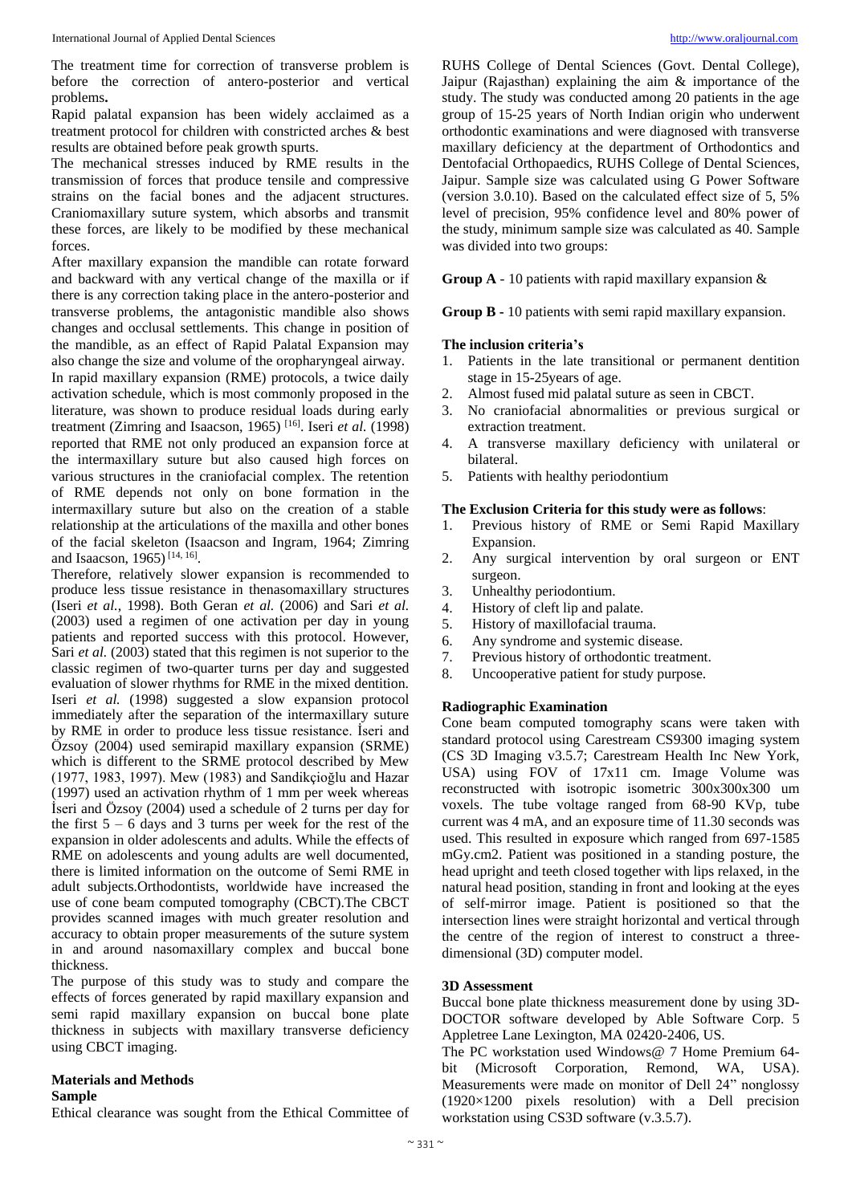The treatment time for correction of transverse problem is before the correction of antero-posterior and vertical problems**.**

Rapid palatal expansion has been widely acclaimed as a treatment protocol for children with constricted arches & best results are obtained before peak growth spurts.

The mechanical stresses induced by RME results in the transmission of forces that produce tensile and compressive strains on the facial bones and the adjacent structures. Craniomaxillary suture system, which absorbs and transmit these forces, are likely to be modified by these mechanical forces.

After maxillary expansion the mandible can rotate forward and backward with any vertical change of the maxilla or if there is any correction taking place in the antero-posterior and transverse problems, the antagonistic mandible also shows changes and occlusal settlements. This change in position of the mandible, as an effect of Rapid Palatal Expansion may also change the size and volume of the oropharyngeal airway.

In rapid maxillary expansion (RME) protocols, a twice daily activation schedule, which is most commonly proposed in the literature, was shown to produce residual loads during early treatment (Zimring and Isaacson, 1965) [16]. Iseri *et al.* (1998) reported that RME not only produced an expansion force at the intermaxillary suture but also caused high forces on various structures in the craniofacial complex. The retention of RME depends not only on bone formation in the intermaxillary suture but also on the creation of a stable relationship at the articulations of the maxilla and other bones of the facial skeleton (Isaacson and Ingram, 1964; Zimring and Isaacson, 1965) [14, 16].

Therefore, relatively slower expansion is recommended to produce less tissue resistance in thenasomaxillary structures (Iseri *et al.*, 1998). Both Geran *et al.* (2006) and Sari *et al.* (2003) used a regimen of one activation per day in young patients and reported success with this protocol. However, Sari *et al.* (2003) stated that this regimen is not superior to the classic regimen of two-quarter turns per day and suggested evaluation of slower rhythms for RME in the mixed dentition. Iseri *et al.* (1998) suggested a slow expansion protocol immediately after the separation of the intermaxillary suture by RME in order to produce less tissue resistance. İseri and Özsoy (2004) used semirapid maxillary expansion (SRME) which is different to the SRME protocol described by Mew (1977, 1983, 1997). Mew (1983) and Sandikçioğlu and Hazar (1997) used an activation rhythm of 1 mm per week whereas İseri and Özsoy (2004) used a schedule of 2 turns per day for the first 5 – 6 days and 3 turns per week for the rest of the expansion in older adolescents and adults. While the effects of RME on adolescents and young adults are well documented, there is limited information on the outcome of Semi RME in adult subjects.Orthodontists, worldwide have increased the use of cone beam computed tomography (CBCT).The CBCT provides scanned images with much greater resolution and accuracy to obtain proper measurements of the suture system in and around nasomaxillary complex and buccal bone thickness.

The purpose of this study was to study and compare the effects of forces generated by rapid maxillary expansion and semi rapid maxillary expansion on buccal bone plate thickness in subjects with maxillary transverse deficiency using CBCT imaging.

## Materials and Methods

### Sample

Ethical clearance was sought from the Ethical Committee of RUHS College of Dental Sciences (Govt. Dental College), Jaipur (Rajasthan) explaining the aim & importance of the study. The study was conducted among 20 patients in the age group of 15-25 years of North Indian origin who underwent orthodontic examinations and were diagnosed with transverse maxillary deficiency at the department of Orthodontics and Dentofacial Orthopaedics, RUHS College of Dental Sciences, Jaipur. Sample size was calculated using G Power Software (version 3.0.10). Based on the calculated effect size of 5, 5% level of precision, 95% confidence level and 80% power of the study, minimum sample size was calculated as 40. Sample was divided into two groups:

**Group A** - 10 patients with rapid maxillary expansion &

**Group B** - 10 patients with semi rapid maxillary expansion.

### The inclusion criteria's

1. Patients in the late transitional or permanent dentition stage in 15-25years of age.
2. Almost fused mid palatal suture as seen in CBCT.
3. No craniofacial abnormalities or previous surgical or extraction treatment.
4. A transverse maxillary deficiency with unilateral or bilateral.
5. Patients with healthy periodontium

### The Exclusion Criteria for this study were as follows:

1. Previous history of RME or Semi Rapid Maxillary Expansion.
2. Any surgical intervention by oral surgeon or ENT surgeon.
3. Unhealthy periodontium.
4. History of cleft lip and palate.
5. History of maxillofacial trauma.
6. Any syndrome and systemic disease.
7. Previous history of orthodontic treatment.
8. Uncooperative patient for study purpose.

### Radiographic Examination

Cone beam computed tomography scans were taken with standard protocol using Carestream CS9300 imaging system (CS 3D Imaging v3.5.7; Carestream Health Inc New York, USA) using FOV of 17x11 cm. Image Volume was reconstructed with isotropic isometric 300x300x300 um voxels. The tube voltage ranged from 68-90 KVp, tube current was 4 mA, and an exposure time of 11.30 seconds was used. This resulted in exposure which ranged from 697-1585 mGy.cm2. Patient was positioned in a standing posture, the head upright and teeth closed together with lips relaxed, in the natural head position, standing in front and looking at the eyes of self-mirror image. Patient is positioned so that the intersection lines were straight horizontal and vertical through the centre of the region of interest to construct a three-dimensional (3D) computer model.

### 3D Assessment

Buccal bone plate thickness measurement done by using 3D-DOCTOR software developed by Able Software Corp. 5 Appletree Lane Lexington, MA 02420-2406, US.

The PC workstation used Windows@ 7 Home Premium 64-bit (Microsoft Corporation, Remond, WA, USA). Measurements were made on monitor of Dell 24" nonglossy (1920×1200 pixels resolution) with a Dell precision workstation using CS3D software (v.3.5.7).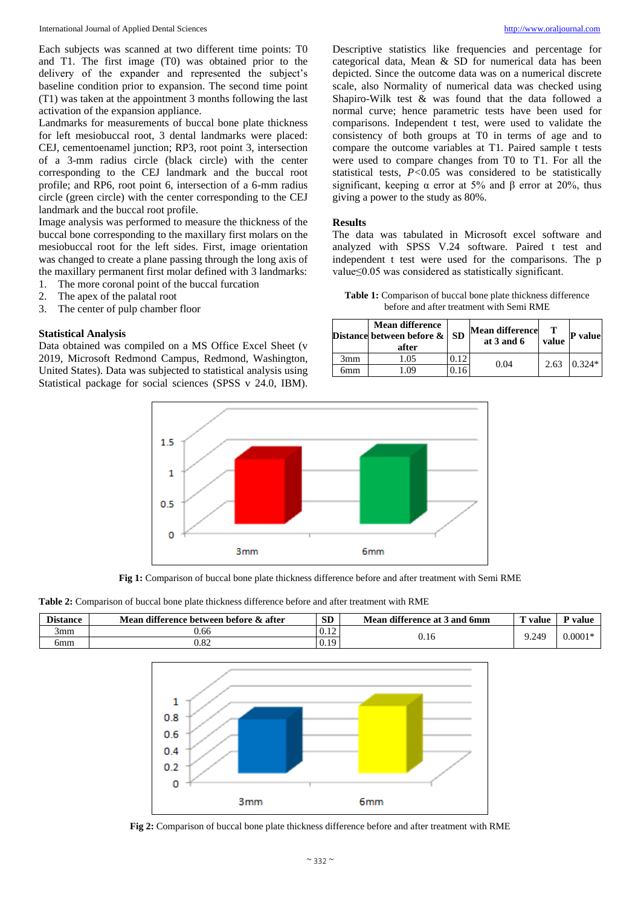Each subjects was scanned at two different time points: T0 and T1. The first image (T0) was obtained prior to the delivery of the expander and represented the subject's baseline condition prior to expansion. The second time point (T1) was taken at the appointment 3 months following the last activation of the expansion appliance.

Landmarks for measurements of buccal bone plate thickness for left mesiobuccal root, 3 dental landmarks were placed: CEJ, cementoenamel junction; RP3, root point 3, intersection of a 3-mm radius circle (black circle) with the center corresponding to the CEJ landmark and the buccal root profile; and RP6, root point 6, intersection of a 6-mm radius circle (green circle) with the center corresponding to the CEJ landmark and the buccal root profile.

Image analysis was performed to measure the thickness of the buccal bone corresponding to the maxillary first molars on the mesiobuccal root for the left sides. First, image orientation was changed to create a plane passing through the long axis of the maxillary permanent first molar defined with 3 landmarks:

1. The more coronal point of the buccal furcation
2. The apex of the palatal root
3. The center of pulp chamber floor

## Statistical Analysis

Data obtained was compiled on a MS Office Excel Sheet (v 2019, Microsoft Redmond Campus, Redmond, Washington, United States). Data was subjected to statistical analysis using Statistical package for social sciences (SPSS v 24.0, IBM). Descriptive statistics like frequencies and percentage for categorical data, Mean & SD for numerical data has been depicted. Since the outcome data was on a numerical discrete scale, also Normality of numerical data was checked using Shapiro-Wilk test & was found that the data followed a normal curve; hence parametric tests have been used for comparisons. Independent t test, were used to validate the consistency of both groups at T0 in terms of age and to compare the outcome variables at T1. Paired sample t tests were used to compare changes from T0 to T1. For all the statistical tests, $P<0.05$ was considered to be statistically significant, keeping α error at 5% and β error at 20%, thus giving a power to the study as 80%.

## Results

The data was tabulated in Microsoft excel software and analyzed with SPSS V.24 software. Paired t test and independent t test were used for the comparisons. The p value≤0.05 was considered as statistically significant.

**Table 1:** Comparison of buccal bone plate thickness difference before and after treatment with Semi RME

| Distance | Mean difference between before & after | SD | Mean difference at 3 and 6 | T value | P value |
|---|---|---|---|---|---|
| 3mm | 1.05 | 0.12 | 0.04 | 2.63 | 0.324* |
| 6mm | 1.09 | 0.16 | | | |

**Fig 1:** Comparison of buccal bone plate thickness difference before and after treatment with Semi RME

**Table 2:** Comparison of buccal bone plate thickness difference before and after treatment with RME

| Distance | Mean difference between before & after | SD | Mean difference at 3 and 6mm | T value | P value |
|---|---|---|---|---|---|
| 3mm | 0.66 | 0.12 | 0.16 | 9.249 | 0.0001* |
| 6mm | 0.82 | 0.19 | | | |

**Fig 2:** Comparison of buccal bone plate thickness difference before and after treatment with RME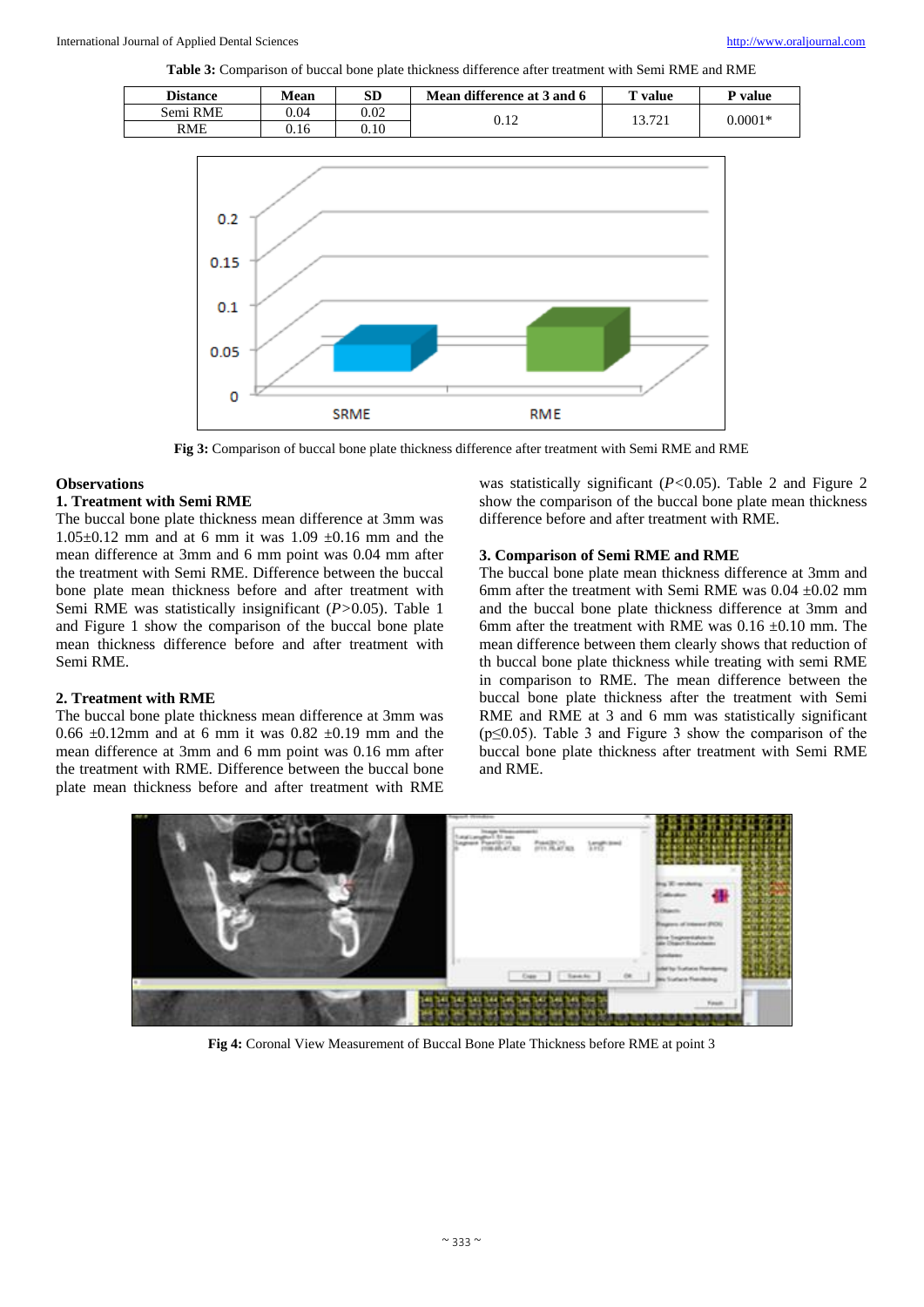**Table 3:** Comparison of buccal bone plate thickness difference after treatment with Semi RME and RME

| Distance | Mean | SD | Mean difference at 3 and 6 | T value | P value |
|---|---|---|---|---|---|
| Semi RME | 0.04 | 0.02 | 0.12 | 13.721 | 0.0001* |
| RME | 0.16 | 0.10 | | | |

**Fig 3:** Comparison of buccal bone plate thickness difference after treatment with Semi RME and RME

### Observations

#### 1. Treatment with Semi RME

The buccal bone plate thickness mean difference at 3mm was 1.05±0.12 mm and at 6 mm it was 1.09 ±0.16 mm and the mean difference at 3mm and 6 mm point was 0.04 mm after the treatment with Semi RME. Difference between the buccal bone plate mean thickness before and after treatment with Semi RME was statistically insignificant (*P*>0.05). Table 1 and Figure 1 show the comparison of the buccal bone plate mean thickness difference before and after treatment with Semi RME.

#### 2. Treatment with RME

The buccal bone plate thickness mean difference at 3mm was 0.66 ±0.12mm and at 6 mm it was 0.82 ±0.19 mm and the mean difference at 3mm and 6 mm point was 0.16 mm after the treatment with RME. Difference between the buccal bone plate mean thickness before and after treatment with RME was statistically significant (*P*<0.05). Table 2 and Figure 2 show the comparison of the buccal bone plate mean thickness difference before and after treatment with RME.

#### 3. Comparison of Semi RME and RME

The buccal bone plate mean thickness difference at 3mm and 6mm after the treatment with Semi RME was 0.04 ±0.02 mm and the buccal bone plate thickness difference at 3mm and 6mm after the treatment with RME was 0.16 ±0.10 mm. The mean difference between them clearly shows that reduction of th buccal bone plate thickness while treating with semi RME in comparison to RME. The mean difference between the buccal bone plate thickness after the treatment with Semi RME and RME at 3 and 6 mm was statistically significant (p≤0.05). Table 3 and Figure 3 show the comparison of the buccal bone plate thickness after treatment with Semi RME and RME.

**Fig 4:** Coronal View Measurement of Buccal Bone Plate Thickness before RME at point 3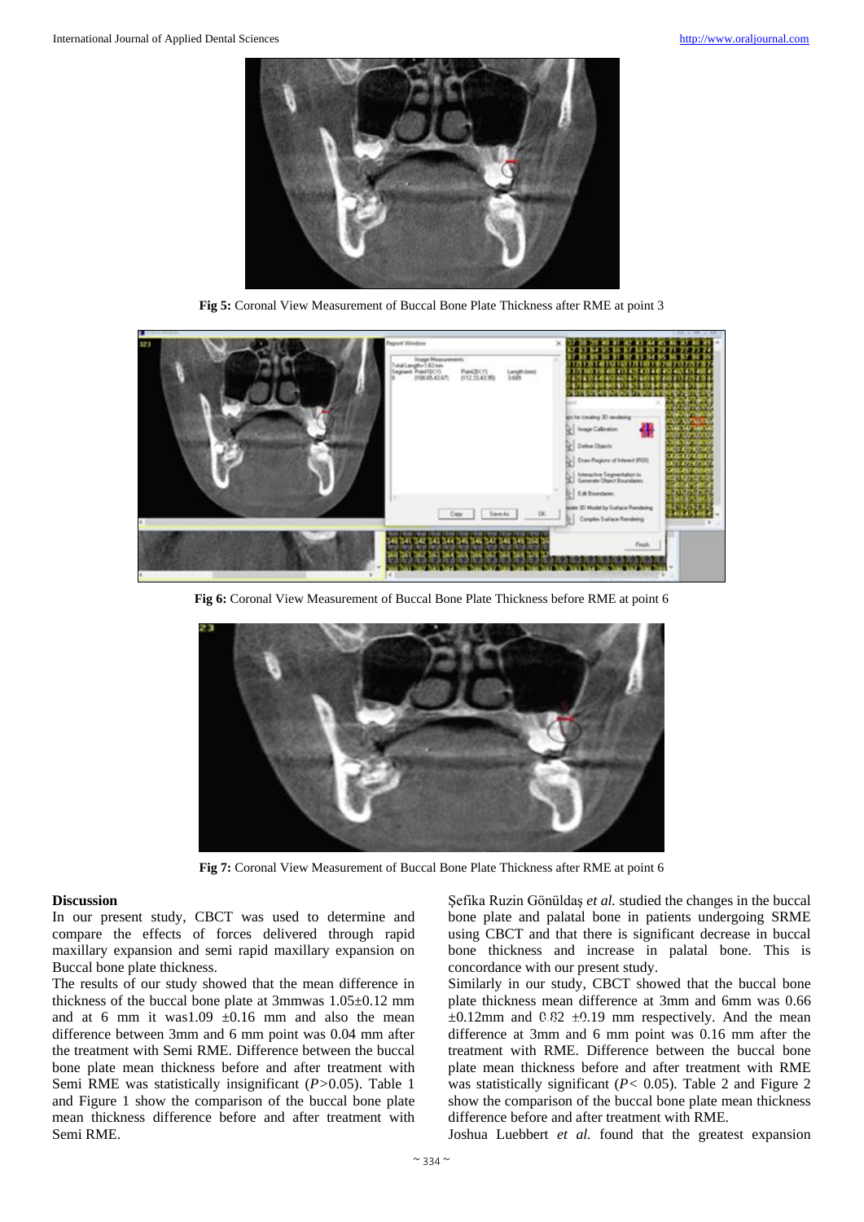Fig 5: Coronal View Measurement of Buccal Bone Plate Thickness after RME at point 3

Fig 6: Coronal View Measurement of Buccal Bone Plate Thickness before RME at point 6

Fig 7: Coronal View Measurement of Buccal Bone Plate Thickness after RME at point 6

### Discussion

In our present study, CBCT was used to determine and compare the effects of forces delivered through rapid maxillary expansion and semi rapid maxillary expansion on Buccal bone plate thickness.

The results of our study showed that the mean difference in thickness of the buccal bone plate at 3mmwas 1.05±0.12 mm and at 6 mm it was1.09 ±0.16 mm and also the mean difference between 3mm and 6 mm point was 0.04 mm after the treatment with Semi RME. Difference between the buccal bone plate mean thickness before and after treatment with Semi RME was statistically insignificant (*P*>0.05). Table 1 and Figure 1 show the comparison of the buccal bone plate mean thickness difference before and after treatment with Semi RME.

Şefika Ruzin Gönüldaş *et al.* studied the changes in the buccal bone plate and palatal bone in patients undergoing SRME using CBCT and that there is significant decrease in buccal bone thickness and increase in palatal bone. This is concordance with our present study.

Similarly in our study, CBCT showed that the buccal bone plate thickness mean difference at 3mm and 6mm was 0.66 ±0.12mm and 0.82 ±0.19 mm respectively. And the mean difference at 3mm and 6 mm point was 0.16 mm after the treatment with RME. Difference between the buccal bone plate mean thickness before and after treatment with RME was statistically significant (*P*< 0.05). Table 2 and Figure 2 show the comparison of the buccal bone plate mean thickness difference before and after treatment with RME.

Joshua Luebbert *et al.* found that the greatest expansion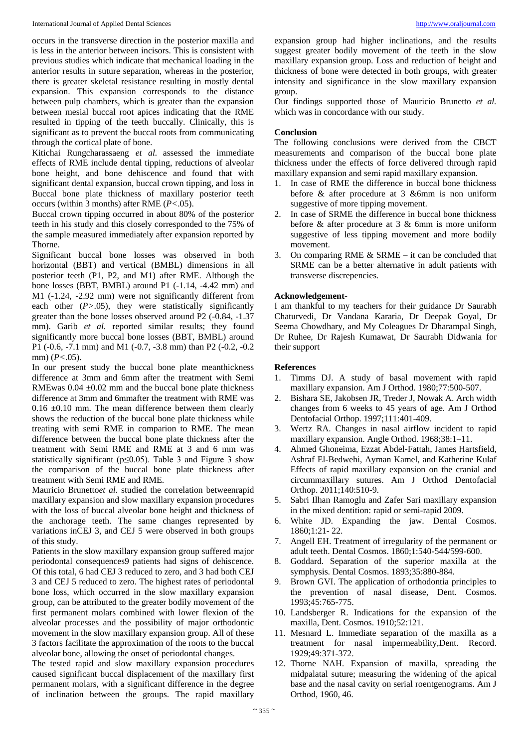occurs in the transverse direction in the posterior maxilla and is less in the anterior between incisors. This is consistent with previous studies which indicate that mechanical loading in the anterior results in suture separation, whereas in the posterior, there is greater skeletal resistance resulting in mostly dental expansion. This expansion corresponds to the distance between pulp chambers, which is greater than the expansion between mesial buccal root apices indicating that the RME resulted in tipping of the teeth buccally. Clinically, this is significant as to prevent the buccal roots from communicating through the cortical plate of bone.

Kitichai Rungcharassaeng *et al.* assessed the immediate effects of RME include dental tipping, reductions of alveolar bone height, and bone dehiscence and found that with significant dental expansion, buccal crown tipping, and loss in Buccal bone plate thickness of maxillary posterior teeth occurs (within 3 months) after RME ($P<.05$).

Buccal crown tipping occurred in about 80% of the posterior teeth in his study and this closely corresponded to the 75% of the sample measured immediately after expansion reported by Thorne.

Significant buccal bone losses was observed in both horizontal (BBT) and vertical (BMBL) dimensions in all posterior teeth (P1, P2, and M1) after RME. Although the bone losses (BBT, BMBL) around P1 (-1.14, -4.42 mm) and M1 (-1.24, -2.92 mm) were not significantly different from each other ($P>.05$), they were statistically significantly greater than the bone losses observed around P2 (-0.84, -1.37 mm). Garib *et al.* reported similar results; they found significantly more buccal bone losses (BBT, BMBL) around P1 (-0.6, -7.1 mm) and M1 (-0.7, -3.8 mm) than P2 (-0.2, -0.2 mm) ($P<.05$).

In our present study the buccal bone plate meanthickness difference at 3mm and 6mm after the treatment with Semi RMEwas 0.04 ±0.02 mm and the buccal bone plate thickness difference at 3mm and 6mmafter the treatment with RME was 0.16 ±0.10 mm. The mean difference between them clearly shows the reduction of the buccal bone plate thickness while treating with semi RME in comparion to RME. The mean difference between the buccal bone plate thickness after the treatment with Semi RME and RME at 3 and 6 mm was statistically significant ($p\leq0.05$). Table 3 and Figure 3 show the comparison of the buccal bone plate thickness after treatment with Semi RME and RME.

Mauricio Brunetto*et al.* studied the correlation betweenrapid maxillary expansion and slow maxillary expansion procedures with the loss of buccal alveolar bone height and thickness of the anchorage teeth. The same changes represented by variations inCEJ 3, and CEJ 5 were observed in both groups of this study.

Patients in the slow maxillary expansion group suffered major periodontal consequences9 patients had signs of dehiscence. Of this total, 6 had CEJ 3 reduced to zero, and 3 had both CEJ 3 and CEJ 5 reduced to zero. The highest rates of periodontal bone loss, which occurred in the slow maxillary expansion group, can be attributed to the greater bodily movement of the first permanent molars combined with lower flexion of the alveolar processes and the possibility of major orthodontic movement in the slow maxillary expansion group. All of these 3 factors facilitate the approximation of the roots to the buccal alveolar bone, allowing the onset of periodontal changes.

The tested rapid and slow maxillary expansion procedures caused significant buccal displacement of the maxillary first permanent molars, with a significant difference in the degree of inclination between the groups. The rapid maxillary expansion group had higher inclinations, and the results suggest greater bodily movement of the teeth in the slow maxillary expansion group. Loss and reduction of height and thickness of bone were detected in both groups, with greater intensity and significance in the slow maxillary expansion group.

Our findings supported those of Mauricio Brunetto *et al.* which was in concordance with our study.

## Conclusion

The following conclusions were derived from the CBCT measurements and comparison of the buccal bone plate thickness under the effects of force delivered through rapid maxillary expansion and semi rapid maxillary expansion.

1. In case of RME the difference in buccal bone thickness before & after procedure at 3 &6mm is non uniform suggestive of more tipping movement.
2. In case of SRME the difference in buccal bone thickness before & after procedure at 3 & 6mm is more uniform suggestive of less tipping movement and more bodily movement.
3. On comparing RME & SRME – it can be concluded that SRME can be a better alternative in adult patients with transverse discrepencies.

## Acknowledgement-

I am thankful to my teachers for their guidance Dr Saurabh Chaturvedi, Dr Vandana Kararia, Dr Deepak Goyal, Dr Seema Chowdhary, and My Coleagues Dr Dharampal Singh, Dr Ruhee, Dr Rajesh Kumawat, Dr Saurabh Didwania for their support

## References

1. Timms DJ. A study of basal movement with rapid maxillary expansion. Am J Orthod. 1980;77:500-507.
2. Bishara SE, Jakobsen JR, Treder J, Nowak A. Arch width changes from 6 weeks to 45 years of age. Am J Orthod Dentofacial Orthop. 1997;111:401-409.
3. Wertz RA. Changes in nasal airflow incident to rapid maxillary expansion. Angle Orthod. 1968;38:1–11.
4. Ahmed Ghoneima, Ezzat Abdel-Fattah, James Hartsfield, Ashraf El-Bedwehi, Ayman Kamel, and Katherine Kulaf Effects of rapid maxillary expansion on the cranial and circummaxillary sutures. Am J Orthod Dentofacial Orthop. 2011;140:510-9.
5. Sabri Ilhan Ramoglu and Zafer Sari maxillary expansion in the mixed dentition: rapid or semi-rapid 2009.
6. White JD. Expanding the jaw. Dental Cosmos. 1860;1:21- 22.
7. Angell EH. Treatment of irregularity of the permanent or adult teeth. Dental Cosmos. 1860;1:540-544/599-600.
8. Goddard. Separation of the superior maxilla at the symphysis. Dental Cosmos. 1893;35:880-884.
9. Brown GVI. The application of orthodontia principles to the prevention of nasal disease, Dent. Cosmos. 1993;45:765-775.
10. Landsberger R. Indications for the expansion of the maxilla, Dent. Cosmos. 1910;52:121.
11. Mesnard L. Immediate separation of the maxilla as a treatment for nasal impermeability,Dent. Record. 1929;49:371-372.
12. Thorne NAH. Expansion of maxilla, spreading the midpalatal suture; measuring the widening of the apical base and the nasal cavity on serial roentgenograms. Am J Orthod, 1960, 46.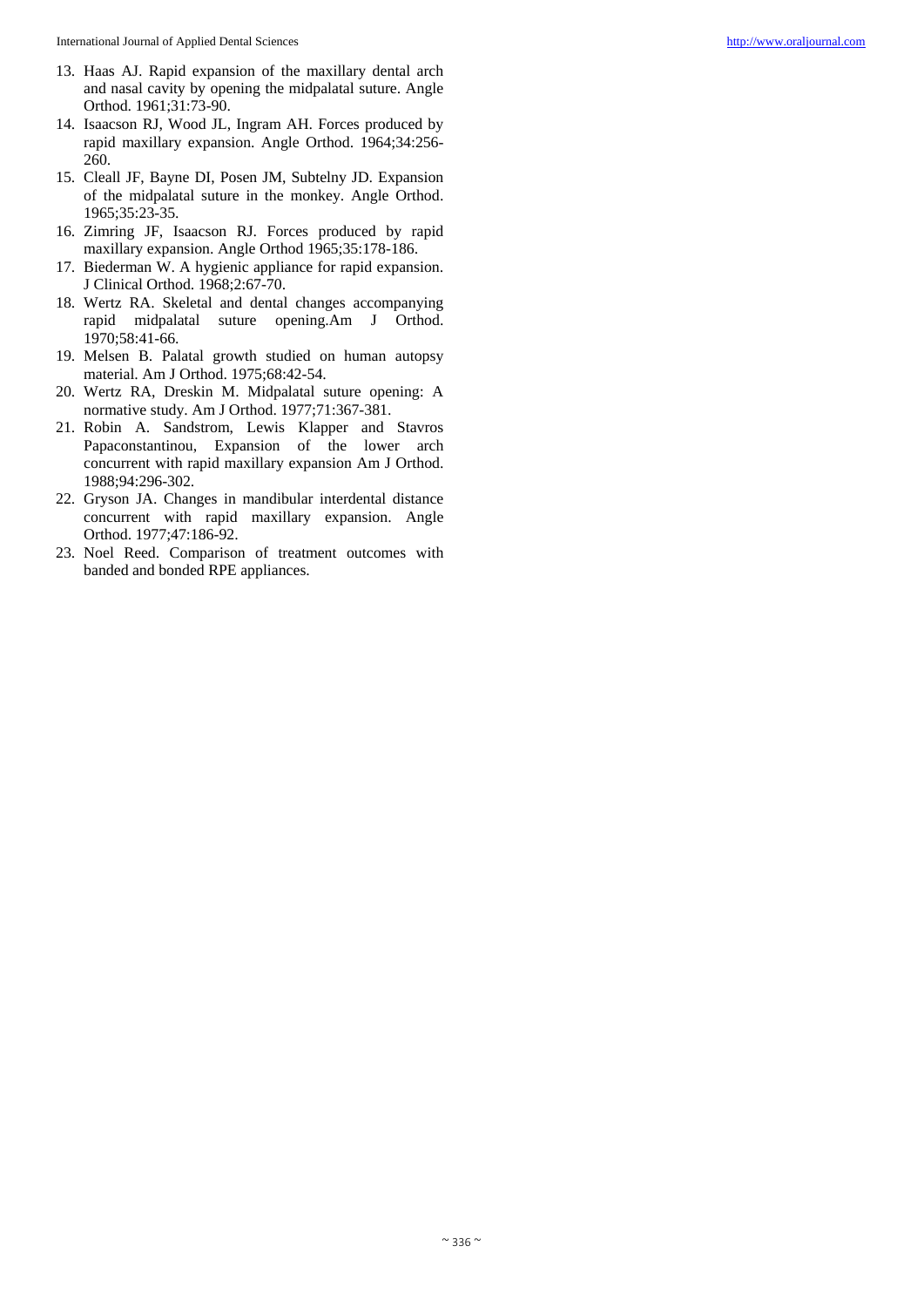13. Haas AJ. Rapid expansion of the maxillary dental arch and nasal cavity by opening the midpalatal suture. Angle Orthod. 1961;31:73-90.
14. Isaacson RJ, Wood JL, Ingram AH. Forces produced by rapid maxillary expansion. Angle Orthod. 1964;34:256-260.
15. Cleall JF, Bayne DI, Posen JM, Subtelny JD. Expansion of the midpalatal suture in the monkey. Angle Orthod. 1965;35:23-35.
16. Zimring JF, Isaacson RJ. Forces produced by rapid maxillary expansion. Angle Orthod 1965;35:178-186.
17. Biederman W. A hygienic appliance for rapid expansion. J Clinical Orthod. 1968;2:67-70.
18. Wertz RA. Skeletal and dental changes accompanying rapid midpalatal suture opening.Am J Orthod. 1970;58:41-66.
19. Melsen B. Palatal growth studied on human autopsy material. Am J Orthod. 1975;68:42-54.
20. Wertz RA, Dreskin M. Midpalatal suture opening: A normative study. Am J Orthod. 1977;71:367-381.
21. Robin A. Sandstrom, Lewis Klapper and Stavros Papaconstantinou, Expansion of the lower arch concurrent with rapid maxillary expansion Am J Orthod. 1988;94:296-302.
22. Gryson JA. Changes in mandibular interdental distance concurrent with rapid maxillary expansion. Angle Orthod. 1977;47:186-92.
23. Noel Reed. Comparison of treatment outcomes with banded and bonded RPE appliances.